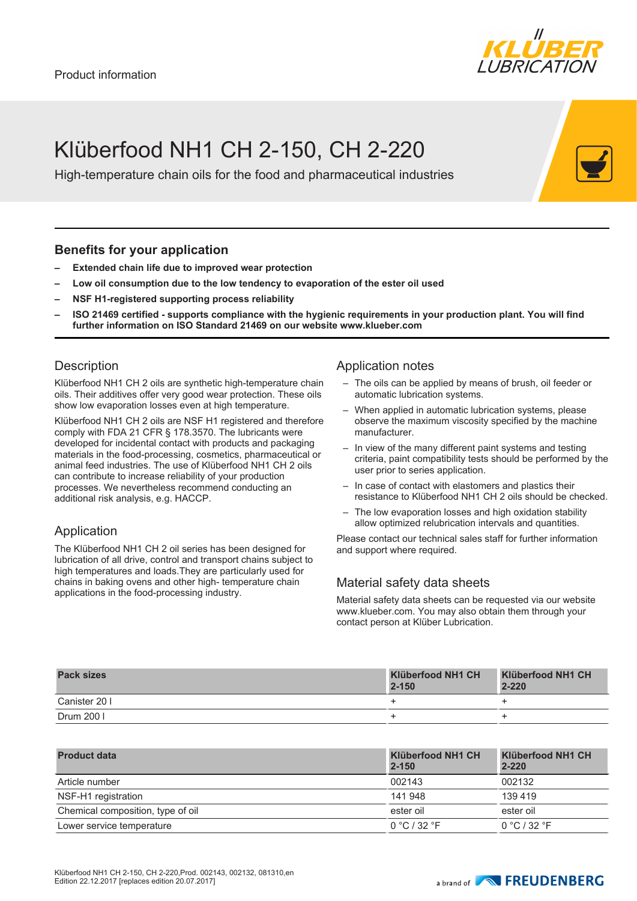Product information

# Klüberfood NH1 CH 2-150, CH 2-220

High-temperature chain oils for the food and pharmaceutical industries

## Benefits for your application

- **Extended chain life due to improved wear protection**
- **Low oil consumption due to the low tendency to evaporation of the ester oil used**
- **NSF H1-registered supporting process reliability**
- **ISO 21469 certified - supports compliance with the hygienic requirements in your production plant. You will find further information on ISO Standard 21469 on our website www.klueber.com**

## Description

Klüberfood NH1 CH 2 oils are synthetic high-temperature chain oils. Their additives offer very good wear protection. These oils show low evaporation losses even at high temperature.

Klüberfood NH1 CH 2 oils are NSF H1 registered and therefore comply with FDA 21 CFR § 178.3570. The lubricants were developed for incidental contact with products and packaging materials in the food-processing, cosmetics, pharmaceutical or animal feed industries. The use of Klüberfood NH1 CH 2 oils can contribute to increase reliability of your production processes. We nevertheless recommend conducting an additional risk analysis, e.g. HACCP.

## Application

The Klüberfood NH1 CH 2 oil series has been designed for lubrication of all drive, control and transport chains subject to high temperatures and loads.They are particularly used for chains in baking ovens and other high- temperature chain applications in the food-processing industry.

## Application notes

- The oils can be applied by means of brush, oil feeder or automatic lubrication systems.
- When applied in automatic lubrication systems, please observe the maximum viscosity specified by the machine manufacturer.
- In view of the many different paint systems and testing criteria, paint compatibility tests should be performed by the user prior to series application.
- In case of contact with elastomers and plastics their resistance to Klüberfood NH1 CH 2 oils should be checked.
- The low evaporation losses and high oxidation stability allow optimized relubrication intervals and quantities.

Please contact our technical sales staff for further information and support where required.

## Material safety data sheets

Material safety data sheets can be requested via our website www.klueber.com. You may also obtain them through your contact person at Klüber Lubrication.

| Pack sizes | Klüberfood NH1 CH 2-150 | Klüberfood NH1 CH 2-220 |
|---|---|---|
| Canister 20 l | + | + |
| Drum 200 l | + | + |

| Product data | Klüberfood NH1 CH 2-150 | Klüberfood NH1 CH 2-220 |
|---|---|---|
| Article number | 002143 | 002132 |
| NSF-H1 registration | 141 948 | 139 419 |
| Chemical composition, type of oil | ester oil | ester oil |
| Lower service temperature | 0 °C / 32 °F | 0 °C / 32 °F |

Klüberfood NH1 CH 2-150, CH 2-220,Prod. 002143, 002132, 081310,en
Edition 22.12.2017 [replaces edition 20.07.2017]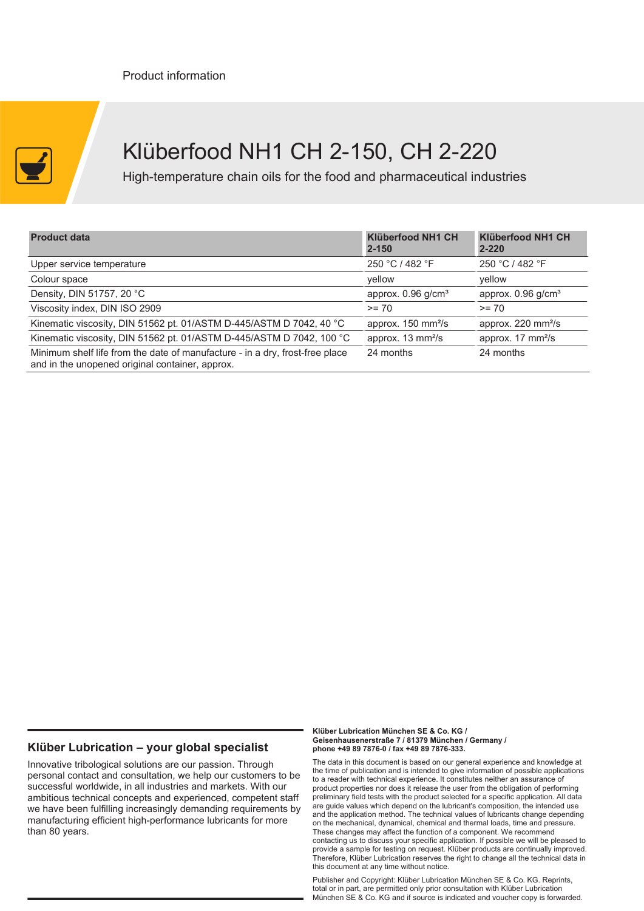Product information

# Klüberfood NH1 CH 2-150, CH 2-220

High-temperature chain oils for the food and pharmaceutical industries

| Product data | Klüberfood NH1 CH 2-150 | Klüberfood NH1 CH 2-220 |
|---|---|---|
| Upper service temperature | 250 °C / 482 °F | 250 °C / 482 °F |
| Colour space | yellow | yellow |
| Density, DIN 51757, 20 °C | approx. 0.96 g/cm³ | approx. 0.96 g/cm³ |
| Viscosity index, DIN ISO 2909 | >= 70 | >= 70 |
| Kinematic viscosity, DIN 51562 pt. 01/ASTM D-445/ASTM D 7042, 40 °C | approx. 150 mm²/s | approx. 220 mm²/s |
| Kinematic viscosity, DIN 51562 pt. 01/ASTM D-445/ASTM D 7042, 100 °C | approx. 13 mm²/s | approx. 17 mm²/s |
| Minimum shelf life from the date of manufacture - in a dry, frost-free place and in the unopened original container, approx. | 24 months | 24 months |

## Klüber Lubrication – your global specialist

Innovative tribological solutions are our passion. Through personal contact and consultation, we help our customers to be successful worldwide, in all industries and markets. With our ambitious technical concepts and experienced, competent staff we have been fulfilling increasingly demanding requirements by manufacturing efficient high-performance lubricants for more than 80 years.

**Klüber Lubrication München SE & Co. KG / Geisenhausenerstraße 7 / 81379 München / Germany / phone +49 89 7876-0 / fax +49 89 7876-333.**

The data in this document is based on our general experience and knowledge at the time of publication and is intended to give information of possible applications to a reader with technical experience. It constitutes neither an assurance of product properties nor does it release the user from the obligation of performing preliminary field tests with the product selected for a specific application. All data are guide values which depend on the lubricant's composition, the intended use and the application method. The technical values of lubricants change depending on the mechanical, dynamical, chemical and thermal loads, time and pressure. These changes may affect the function of a component. We recommend contacting us to discuss your specific application. If possible we will be pleased to provide a sample for testing on request. Klüber products are continually improved. Therefore, Klüber Lubrication reserves the right to change all the technical data in this document at any time without notice.

Publisher and Copyright: Klüber Lubrication München SE & Co. KG. Reprints, total or in part, are permitted only prior consultation with Klüber Lubrication München SE & Co. KG and if source is indicated and voucher copy is forwarded.